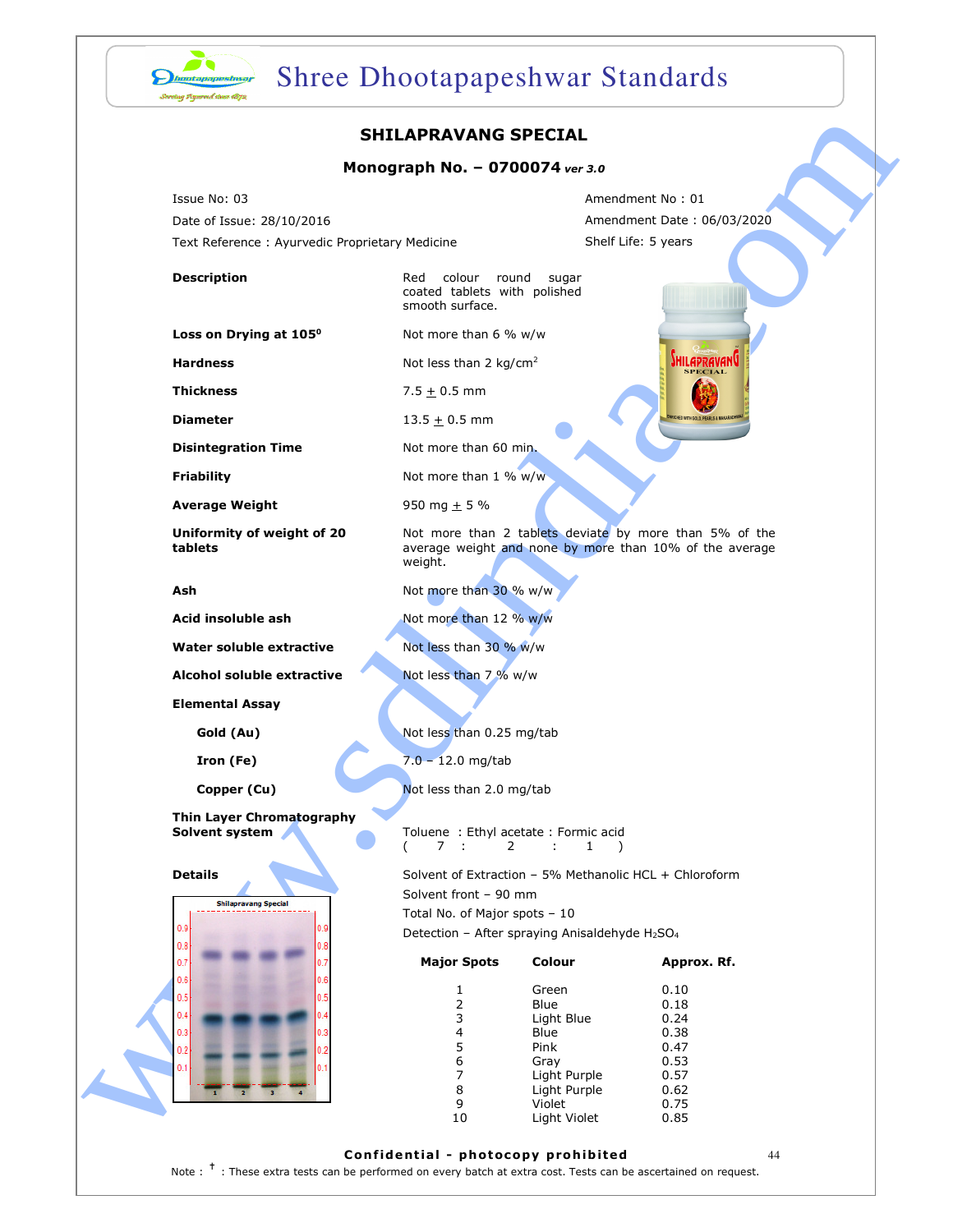# SHILAPRAVANG SPECIAL

## Monograph No. – 0700074 *ver 3.0*

Issue No: 03
Date of Issue: 28/10/2016
Text Reference : Ayurvedic Proprietary Medicine

Amendment No : 01
Amendment Date : 06/03/2020
Shelf Life: 5 years

| | |
|---|---|
| **Description** | Red colour round sugar coated tablets with polished smooth surface. |
| **Loss on Drying at 105⁰** | Not more than 6 % w/w |
| **Hardness** | Not less than 2 kg/cm$^2$ |
| **Thickness** | 7.5 ± 0.5 mm |
| **Diameter** | 13.5 ± 0.5 mm |
| **Disintegration Time** | Not more than 60 min. |
| **Friability** | Not more than 1 % w/w |
| **Average Weight** | 950 mg ± 5 % |
| **Uniformity of weight of 20 tablets** | Not more than 2 tablets deviate by more than 5% of the average weight and none by more than 10% of the average weight. |
| **Ash** | Not more than 30 % w/w |
| **Acid insoluble ash** | Not more than 12 % w/w |
| **Water soluble extractive** | Not less than 30 % w/w |
| **Alcohol soluble extractive** | Not less than 7 % w/w |
| **Elemental Assay** | |
| **Gold (Au)** | Not less than 0.25 mg/tab |
| **Iron (Fe)** | 7.0 – 12.0 mg/tab |
| **Copper (Cu)** | Not less than 2.0 mg/tab |

**Thin Layer Chromatography**
**Solvent system**

Toluene : Ethyl acetate : Formic acid
( 7 : 2 : 1 )

**Details**

Solvent of Extraction – 5% Methanolic HCL + Chloroform
Solvent front – 90 mm
Total No. of Major spots – 10
Detection – After spraying Anisaldehyde $H_2SO_4$

| Major Spots | Colour | Approx. Rf. |
|---|---|---|
| 1 | Green | 0.10 |
| 2 | Blue | 0.18 |
| 3 | Light Blue | 0.24 |
| 4 | Blue | 0.38 |
| 5 | Pink | 0.47 |
| 6 | Gray | 0.53 |
| 7 | Light Purple | 0.57 |
| 8 | Light Purple | 0.62 |
| 9 | Violet | 0.75 |
| 10 | Light Violet | 0.85 |

**Confidential - photocopy prohibited**

Note : † : These extra tests can be performed on every batch at extra cost. Tests can be ascertained on request.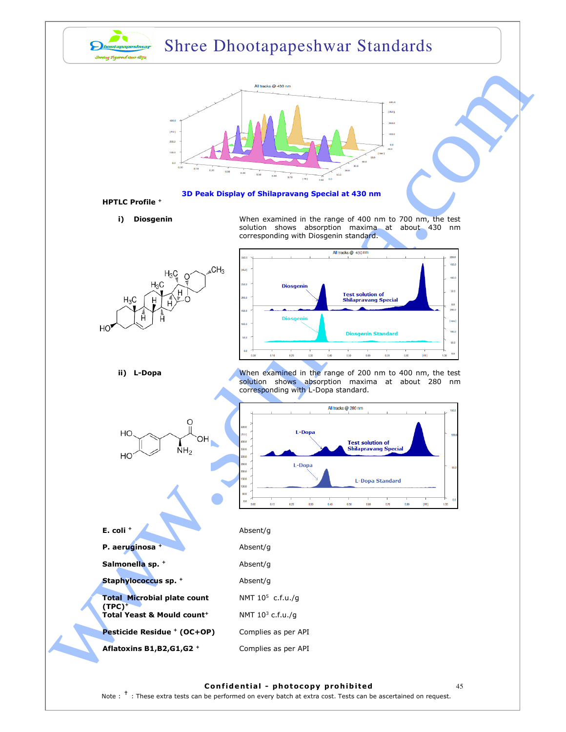All tracks @ 430 nm

**3D Peak Display of Shilapravang Special at 430 nm**

**HPTLC Profile +**

**i) Diosgenin**

When examined in the range of 400 nm to 700 nm, the test solution shows absorption maxima at about 430 nm corresponding with Diosgenin standard.

All tracks @ 430 nm

Diosgenin

Test solution of Shilapravang Special

Diosgenin

Diosgenin Standard

**ii) L-Dopa**

When examined in the range of 200 nm to 400 nm, the test solution shows absorption maxima at about 280 nm corresponding with L-Dopa standard.

All tracks @ 280 nm

L-Dopa

Test solution of Shilapravang Special

L-Dopa

L-Dopa Standard

| | |
|---|---|
| **E. coli +** | Absent/g |
| **P. aeruginosa +** | Absent/g |
| **Salmonella sp. +** | Absent/g |
| **Staphylococcus sp. +** | Absent/g |
| **Total Microbial plate count (TPC)+** | NMT $10^5$ c.f.u./g |
| **Total Yeast & Mould count+** | NMT $10^3$ c.f.u./g |
| **Pesticide Residue + (OC+OP)** | Complies as per API |
| **Aflatoxins B1,B2,G1,G2 +** | Complies as per API |

**Confidential - photocopy prohibited**

Note : + : These extra tests can be performed on every batch at extra cost. Tests can be ascertained on request.